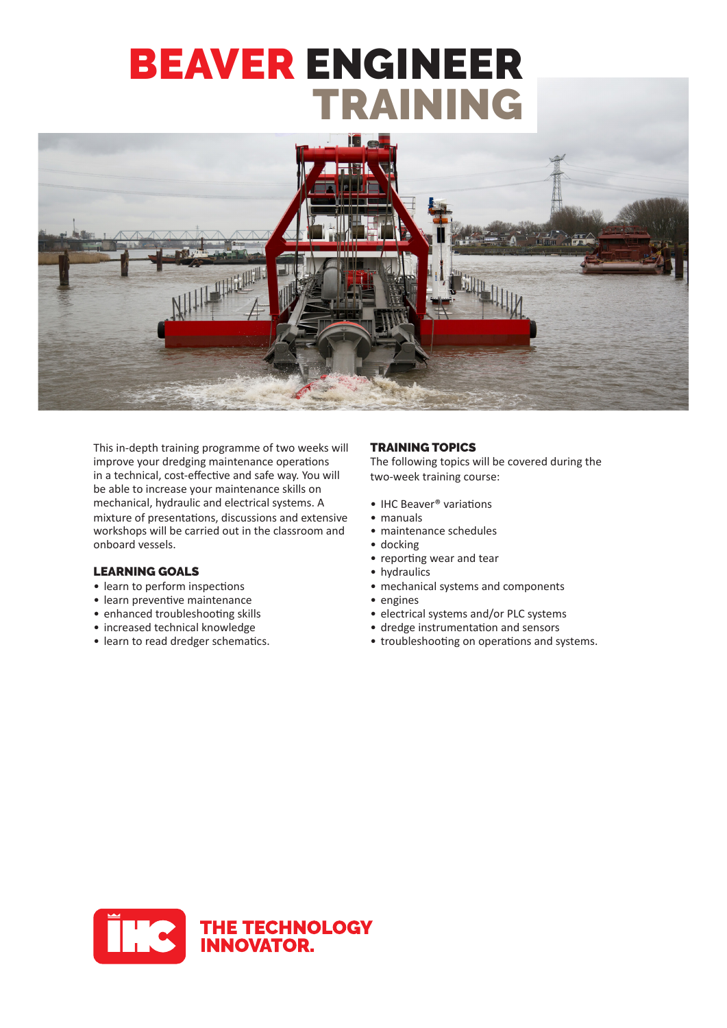# BEAVER ENGINEER TRAINING

This in-depth training programme of two weeks will improve your dredging maintenance operations in a technical, cost-effective and safe way. You will be able to increase your maintenance skills on mechanical, hydraulic and electrical systems. A mixture of presentations, discussions and extensive workshops will be carried out in the classroom and onboard vessels.

## LEARNING GOALS

- learn to perform inspections
- learn preventive maintenance
- enhanced troubleshooting skills
- increased technical knowledge
- learn to read dredger schematics.

## TRAINING TOPICS

The following topics will be covered during the two-week training course:

- IHC Beaver® variations
- manuals
- maintenance schedules
- docking
- reporting wear and tear
- hydraulics
- mechanical systems and components
- engines
- electrical systems and/or PLC systems
- dredge instrumentation and sensors
- troubleshooting on operations and systems.

IHC THE TECHNOLOGY INNOVATOR.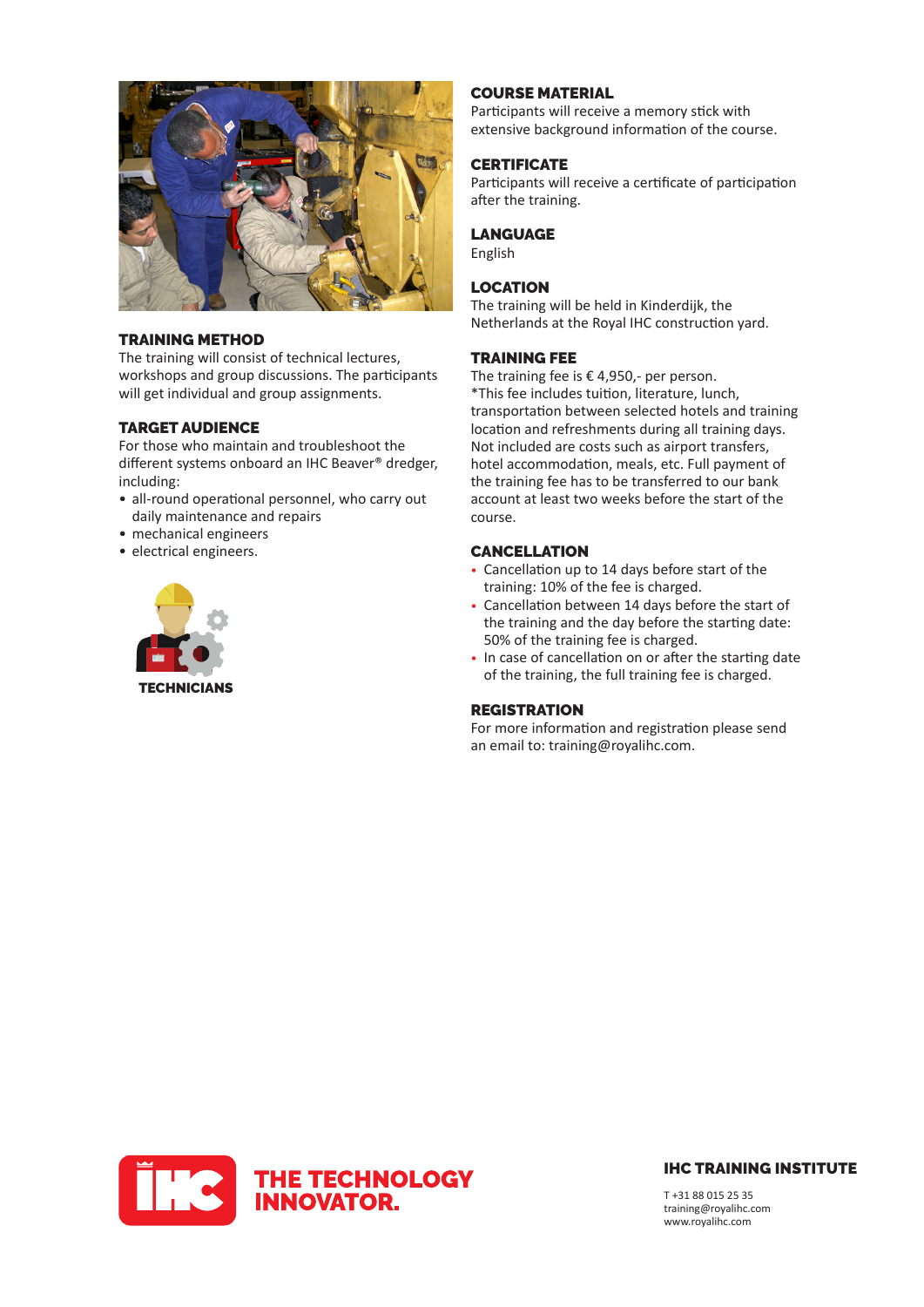## TRAINING METHOD

The training will consist of technical lectures, workshops and group discussions. The participants will get individual and group assignments.

## TARGET AUDIENCE

For those who maintain and troubleshoot the different systems onboard an IHC Beaver® dredger, including:

- all-round operational personnel, who carry out daily maintenance and repairs
- mechanical engineers
- electrical engineers.

TECHNICIANS

## COURSE MATERIAL

Participants will receive a memory stick with extensive background information of the course.

## CERTIFICATE

Participants will receive a certificate of participation after the training.

## LANGUAGE

English

## LOCATION

The training will be held in Kinderdijk, the Netherlands at the Royal IHC construction yard.

## TRAINING FEE

The training fee is € 4,950,- per person.
*This fee includes tuition, literature, lunch, transportation between selected hotels and training location and refreshments during all training days. Not included are costs such as airport transfers, hotel accommodation, meals, etc. Full payment of the training fee has to be transferred to our bank account at least two weeks before the start of the course.

## CANCELLATION

- Cancellation up to 14 days before start of the training: 10% of the fee is charged.
- Cancellation between 14 days before the start of the training and the day before the starting date: 50% of the training fee is charged.
- In case of cancellation on or after the starting date of the training, the full training fee is charged.

## REGISTRATION

For more information and registration please send an email to: training@royalihc.com.

IHC THE TECHNOLOGY INNOVATOR.

**IHC TRAINING INSTITUTE**

T +31 88 015 25 35
training@royalihc.com
www.royalihc.com